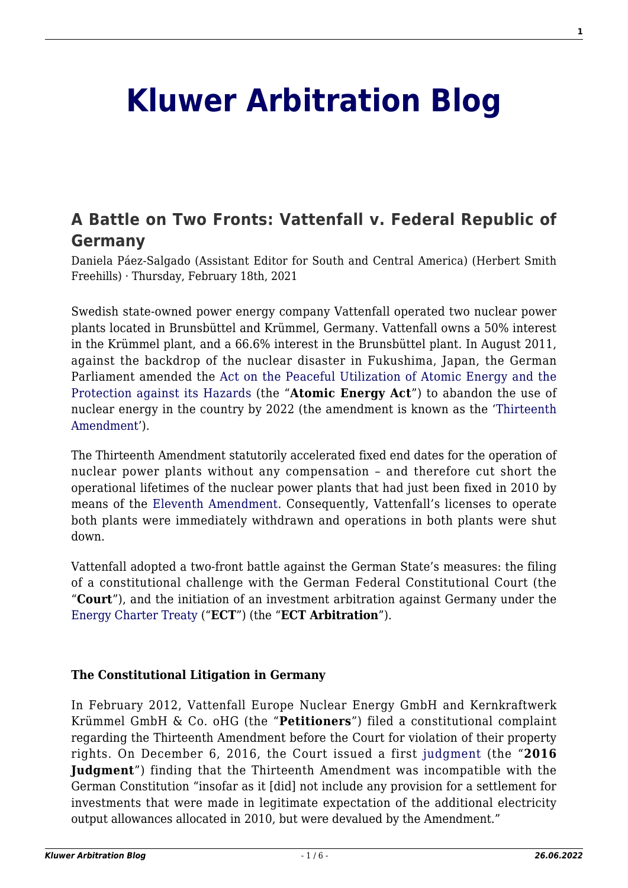# Kluwer Arbitration Blog

## A Battle on Two Fronts: Vattenfall v. Federal Republic of Germany

Daniela Páez-Salgado (Assistant Editor for South and Central America) (Herbert Smith Freehills) · Thursday, February 18th, 2021

Swedish state-owned power energy company Vattenfall operated two nuclear power plants located in Brunsbüttel and Krümmel, Germany. Vattenfall owns a 50% interest in the Krümmel plant, and a 66.6% interest in the Brunsbüttel plant. In August 2011, against the backdrop of the nuclear disaster in Fukushima, Japan, the German Parliament amended the Act on the Peaceful Utilization of Atomic Energy and the Protection against its Hazards (the "**Atomic Energy Act**") to abandon the use of nuclear energy in the country by 2022 (the amendment is known as the 'Thirteenth Amendment').

The Thirteenth Amendment statutorily accelerated fixed end dates for the operation of nuclear power plants without any compensation – and therefore cut short the operational lifetimes of the nuclear power plants that had just been fixed in 2010 by means of the Eleventh Amendment. Consequently, Vattenfall's licenses to operate both plants were immediately withdrawn and operations in both plants were shut down.

Vattenfall adopted a two-front battle against the German State's measures: the filing of a constitutional challenge with the German Federal Constitutional Court (the "**Court**"), and the initiation of an investment arbitration against Germany under the Energy Charter Treaty ("**ECT**") (the "**ECT Arbitration**").

**The Constitutional Litigation in Germany**

In February 2012, Vattenfall Europe Nuclear Energy GmbH and Kernkraftwerk Krümmel GmbH & Co. oHG (the "**Petitioners**") filed a constitutional complaint regarding the Thirteenth Amendment before the Court for violation of their property rights. On December 6, 2016, the Court issued a first judgment (the "**2016 Judgment**") finding that the Thirteenth Amendment was incompatible with the German Constitution "insofar as it [did] not include any provision for a settlement for investments that were made in legitimate expectation of the additional electricity output allowances allocated in 2010, but were devalued by the Amendment."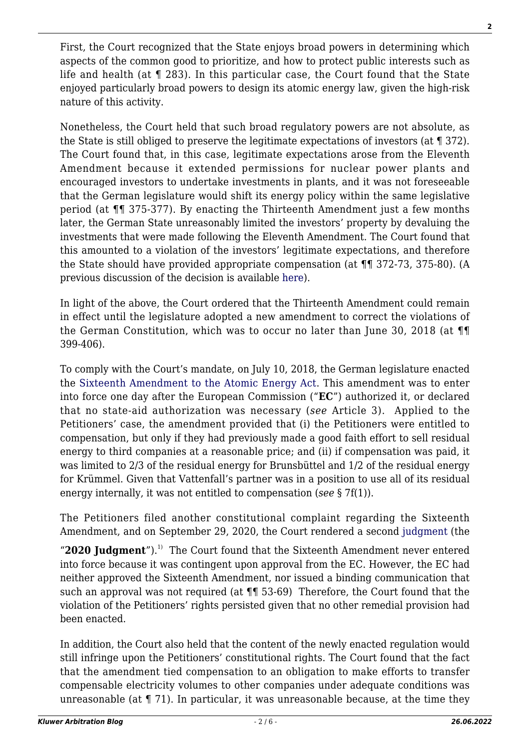First, the Court recognized that the State enjoys broad powers in determining which aspects of the common good to prioritize, and how to protect public interests such as life and health (at ¶ 283). In this particular case, the Court found that the State enjoyed particularly broad powers to design its atomic energy law, given the high-risk nature of this activity.

Nonetheless, the Court held that such broad regulatory powers are not absolute, as the State is still obliged to preserve the legitimate expectations of investors (at ¶ 372). The Court found that, in this case, legitimate expectations arose from the Eleventh Amendment because it extended permissions for nuclear power plants and encouraged investors to undertake investments in plants, and it was not foreseeable that the German legislature would shift its energy policy within the same legislative period (at ¶¶ 375-377). By enacting the Thirteenth Amendment just a few months later, the German State unreasonably limited the investors' property by devaluing the investments that were made following the Eleventh Amendment. The Court found that this amounted to a violation of the investors' legitimate expectations, and therefore the State should have provided appropriate compensation (at ¶¶ 372-73, 375-80). (A previous discussion of the decision is available here).

In light of the above, the Court ordered that the Thirteenth Amendment could remain in effect until the legislature adopted a new amendment to correct the violations of the German Constitution, which was to occur no later than June 30, 2018 (at ¶¶ 399-406).

To comply with the Court's mandate, on July 10, 2018, the German legislature enacted the Sixteenth Amendment to the Atomic Energy Act. This amendment was to enter into force one day after the European Commission ("**EC**") authorized it, or declared that no state-aid authorization was necessary (*see* Article 3). Applied to the Petitioners' case, the amendment provided that (i) the Petitioners were entitled to compensation, but only if they had previously made a good faith effort to sell residual energy to third companies at a reasonable price; and (ii) if compensation was paid, it was limited to 2/3 of the residual energy for Brunsbüttel and 1/2 of the residual energy for Krümmel. Given that Vattenfall's partner was in a position to use all of its residual energy internally, it was not entitled to compensation (*see* § 7f(1)).

The Petitioners filed another constitutional complaint regarding the Sixteenth Amendment, and on September 29, 2020, the Court rendered a second judgment (the "**2020 Judgment**").[1] The Court found that the Sixteenth Amendment never entered into force because it was contingent upon approval from the EC. However, the EC had neither approved the Sixteenth Amendment, nor issued a binding communication that such an approval was not required (at ¶¶ 53-69) Therefore, the Court found that the violation of the Petitioners' rights persisted given that no other remedial provision had been enacted.

In addition, the Court also held that the content of the newly enacted regulation would still infringe upon the Petitioners' constitutional rights. The Court found that the fact that the amendment tied compensation to an obligation to make efforts to transfer compensable electricity volumes to other companies under adequate conditions was unreasonable (at ¶ 71). In particular, it was unreasonable because, at the time they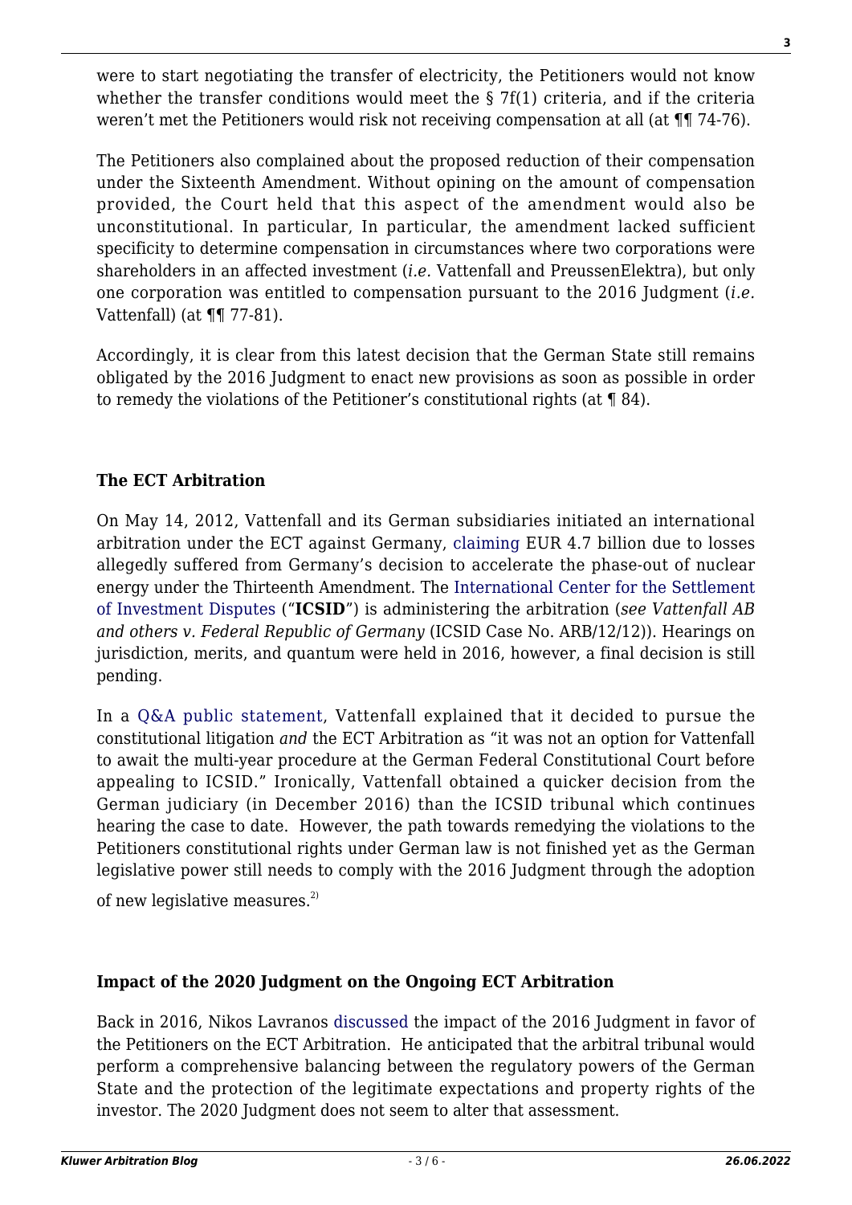were to start negotiating the transfer of electricity, the Petitioners would not know whether the transfer conditions would meet the § 7f(1) criteria, and if the criteria weren't met the Petitioners would risk not receiving compensation at all (at ¶¶ 74-76).

The Petitioners also complained about the proposed reduction of their compensation under the Sixteenth Amendment. Without opining on the amount of compensation provided, the Court held that this aspect of the amendment would also be unconstitutional. In particular, In particular, the amendment lacked sufficient specificity to determine compensation in circumstances where two corporations were shareholders in an affected investment (*i.e.* Vattenfall and PreussenElektra), but only one corporation was entitled to compensation pursuant to the 2016 Judgment (*i.e.* Vattenfall) (at ¶¶ 77-81).

Accordingly, it is clear from this latest decision that the German State still remains obligated by the 2016 Judgment to enact new provisions as soon as possible in order to remedy the violations of the Petitioner's constitutional rights (at ¶ 84).

### The ECT Arbitration

On May 14, 2012, Vattenfall and its German subsidiaries initiated an international arbitration under the ECT against Germany, claiming EUR 4.7 billion due to losses allegedly suffered from Germany's decision to accelerate the phase-out of nuclear energy under the Thirteenth Amendment. The International Center for the Settlement of Investment Disputes ("**ICSID**") is administering the arbitration (*see Vattenfall AB and others v. Federal Republic of Germany* (ICSID Case No. ARB/12/12)). Hearings on jurisdiction, merits, and quantum were held in 2016, however, a final decision is still pending.

In a Q&A public statement, Vattenfall explained that it decided to pursue the constitutional litigation *and* the ECT Arbitration as "it was not an option for Vattenfall to await the multi-year procedure at the German Federal Constitutional Court before appealing to ICSID." Ironically, Vattenfall obtained a quicker decision from the German judiciary (in December 2016) than the ICSID tribunal which continues hearing the case to date. However, the path towards remedying the violations to the Petitioners constitutional rights under German law is not finished yet as the German legislative power still needs to comply with the 2016 Judgment through the adoption of new legislative measures.[2)]

### Impact of the 2020 Judgment on the Ongoing ECT Arbitration

Back in 2016, Nikos Lavranos discussed the impact of the 2016 Judgment in favor of the Petitioners on the ECT Arbitration. He anticipated that the arbitral tribunal would perform a comprehensive balancing between the regulatory powers of the German State and the protection of the legitimate expectations and property rights of the investor. The 2020 Judgment does not seem to alter that assessment.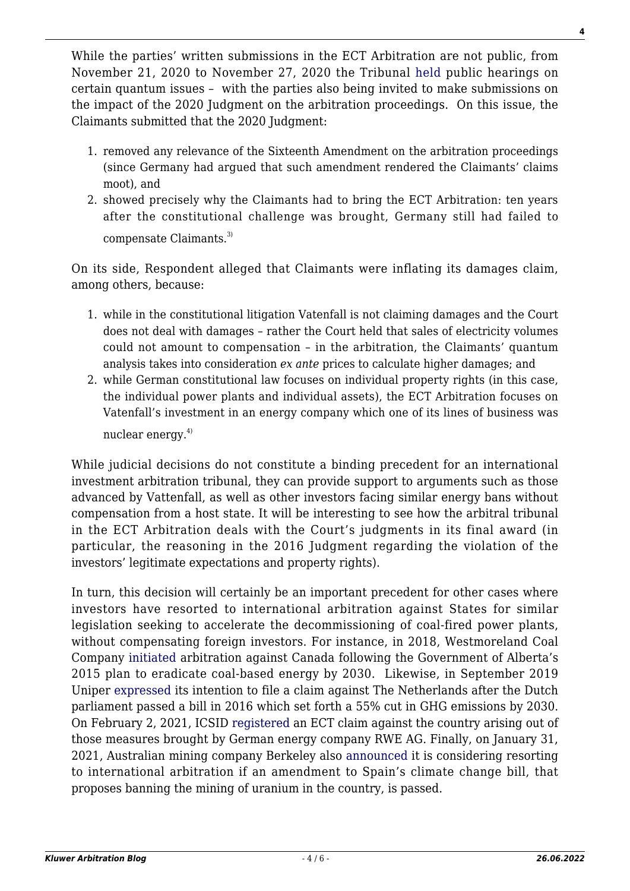While the parties' written submissions in the ECT Arbitration are not public, from November 21, 2020 to November 27, 2020 the Tribunal held public hearings on certain quantum issues – with the parties also being invited to make submissions on the impact of the 2020 Judgment on the arbitration proceedings. On this issue, the Claimants submitted that the 2020 Judgment:

1. removed any relevance of the Sixteenth Amendment on the arbitration proceedings (since Germany had argued that such amendment rendered the Claimants' claims moot), and
2. showed precisely why the Claimants had to bring the ECT Arbitration: ten years after the constitutional challenge was brought, Germany still had failed to compensate Claimants.[3]

On its side, Respondent alleged that Claimants were inflating its damages claim, among others, because:

1. while in the constitutional litigation Vatenfall is not claiming damages and the Court does not deal with damages – rather the Court held that sales of electricity volumes could not amount to compensation – in the arbitration, the Claimants' quantum analysis takes into consideration *ex ante* prices to calculate higher damages; and
2. while German constitutional law focuses on individual property rights (in this case, the individual power plants and individual assets), the ECT Arbitration focuses on Vatenfall's investment in an energy company which one of its lines of business was nuclear energy.[4]

While judicial decisions do not constitute a binding precedent for an international investment arbitration tribunal, they can provide support to arguments such as those advanced by Vattenfall, as well as other investors facing similar energy bans without compensation from a host state. It will be interesting to see how the arbitral tribunal in the ECT Arbitration deals with the Court's judgments in its final award (in particular, the reasoning in the 2016 Judgment regarding the violation of the investors' legitimate expectations and property rights).

In turn, this decision will certainly be an important precedent for other cases where investors have resorted to international arbitration against States for similar legislation seeking to accelerate the decommissioning of coal-fired power plants, without compensating foreign investors. For instance, in 2018, Westmoreland Coal Company initiated arbitration against Canada following the Government of Alberta's 2015 plan to eradicate coal-based energy by 2030. Likewise, in September 2019 Uniper expressed its intention to file a claim against The Netherlands after the Dutch parliament passed a bill in 2016 which set forth a 55% cut in GHG emissions by 2030. On February 2, 2021, ICSID registered an ECT claim against the country arising out of those measures brought by German energy company RWE AG. Finally, on January 31, 2021, Australian mining company Berkeley also announced it is considering resorting to international arbitration if an amendment to Spain's climate change bill, that proposes banning the mining of uranium in the country, is passed.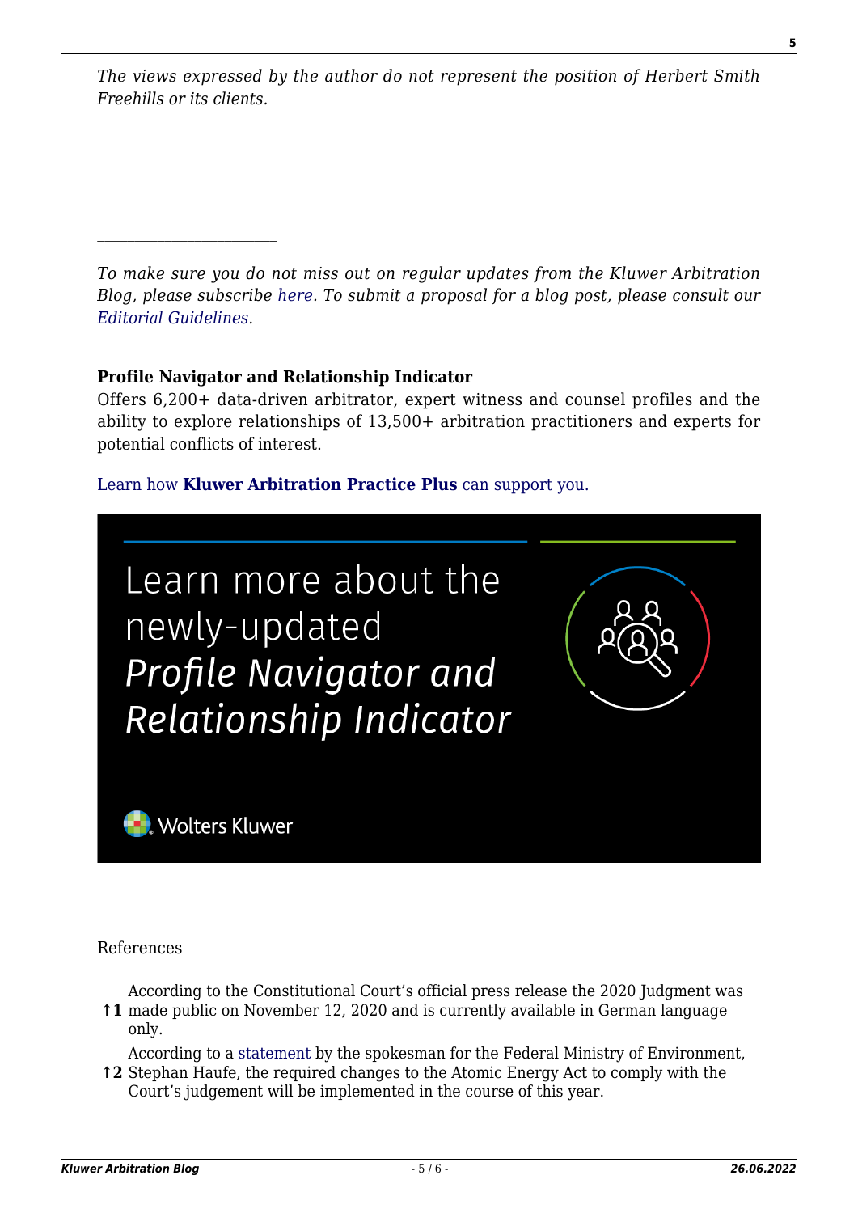*The views expressed by the author do not represent the position of Herbert Smith Freehills or its clients.*

---

*To make sure you do not miss out on regular updates from the Kluwer Arbitration Blog, please subscribe here. To submit a proposal for a blog post, please consult our Editorial Guidelines.*

**Profile Navigator and Relationship Indicator**

Offers 6,200+ data-driven arbitrator, expert witness and counsel profiles and the ability to explore relationships of 13,500+ arbitration practitioners and experts for potential conflicts of interest.

Learn how **Kluwer Arbitration Practice Plus** can support you.

Learn more about the newly-updated *Profile Navigator and Relationship Indicator*

Wolters Kluwer

References

↑1 According to the Constitutional Court's official press release the 2020 Judgment was made public on November 12, 2020 and is currently available in German language only.

↑2 According to a statement by the spokesman for the Federal Ministry of Environment, Stephan Haufe, the required changes to the Atomic Energy Act to comply with the Court's judgement will be implemented in the course of this year.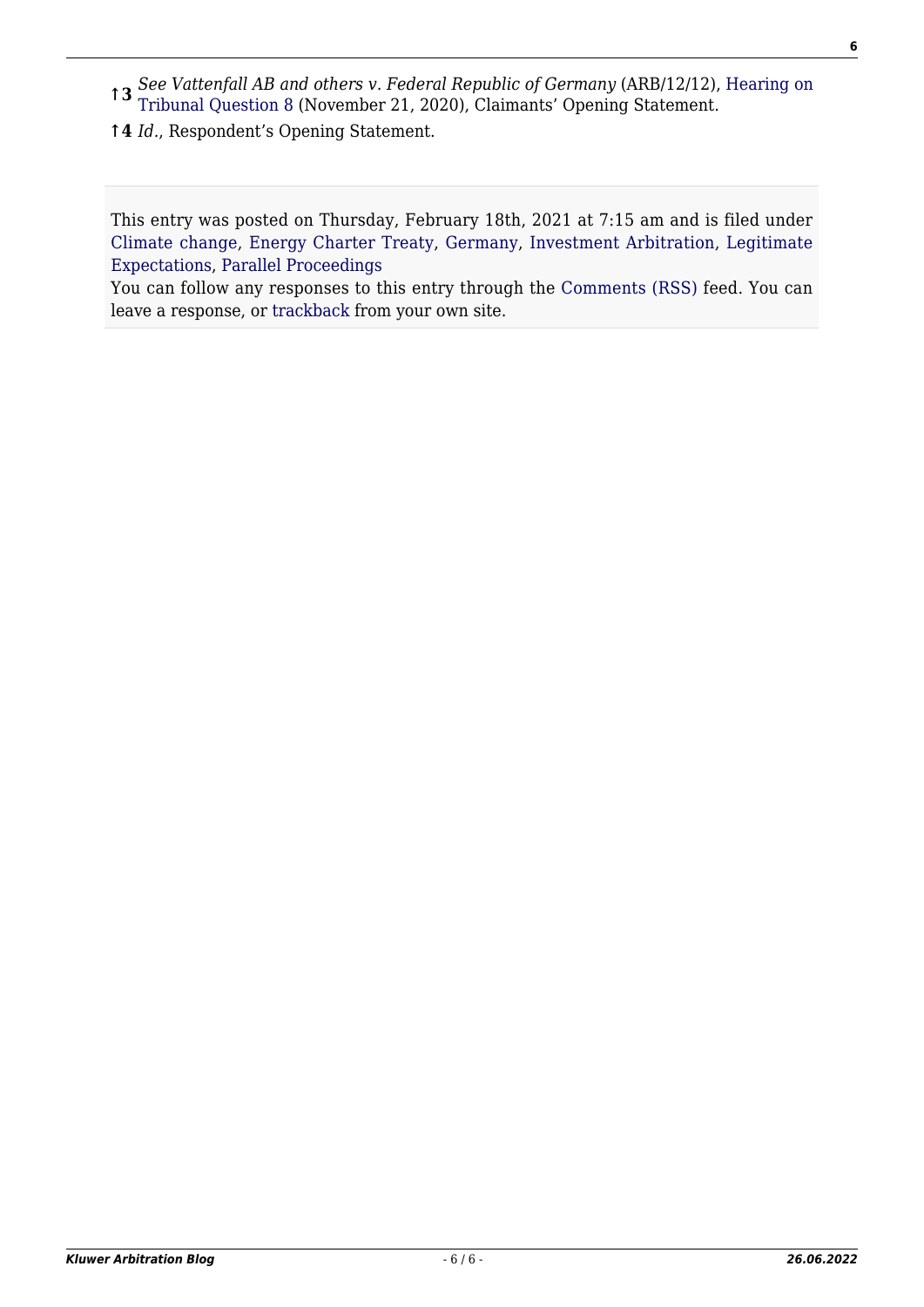↑**3** *See Vattenfall AB and others v. Federal Republic of Germany* (ARB/12/12), Hearing on Tribunal Question 8 (November 21, 2020), Claimants' Opening Statement.

↑**4** *Id.*, Respondent's Opening Statement.

This entry was posted on Thursday, February 18th, 2021 at 7:15 am and is filed under Climate change, Energy Charter Treaty, Germany, Investment Arbitration, Legitimate Expectations, Parallel Proceedings

You can follow any responses to this entry through the Comments (RSS) feed. You can leave a response, or trackback from your own site.